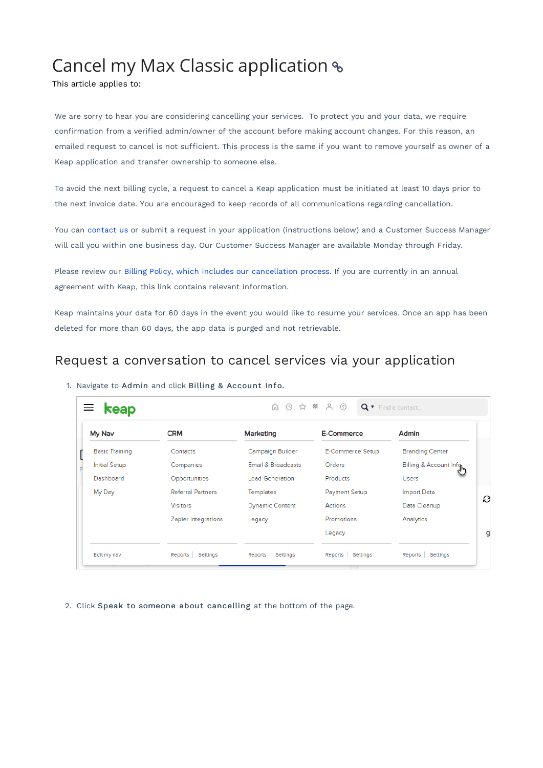# Cancel my Max Classic application

This article applies to:

We are sorry to hear you are considering cancelling your services. To protect you and your data, we require confirmation from a verified admin/owner of the account before making account changes. For this reason, an emailed request to cancel is not sufficient. This process is the same if you want to remove yourself as owner of a Keap application and transfer ownership to someone else.

To avoid the next billing cycle, a request to cancel a Keap application must be initiated at least 10 days prior to the next invoice date. You are encouraged to keep records of all communications regarding cancellation.

You can contact us or submit a request in your application (instructions below) and a Customer Success Manager will call you within one business day. Our Customer Success Manager are available Monday through Friday.

Please review our Billing Policy, which includes our cancellation process. If you are currently in an annual agreement with Keap, this link contains relevant information.

Keap maintains your data for 60 days in the event you would like to resume your services. Once an app has been deleted for more than 60 days, the app data is purged and not retrievable.

## Request a conversation to cancel services via your application

1. Navigate to **Admin** and click **Billing & Account Info.**

2. Click **Speak to someone about cancelling** at the bottom of the page.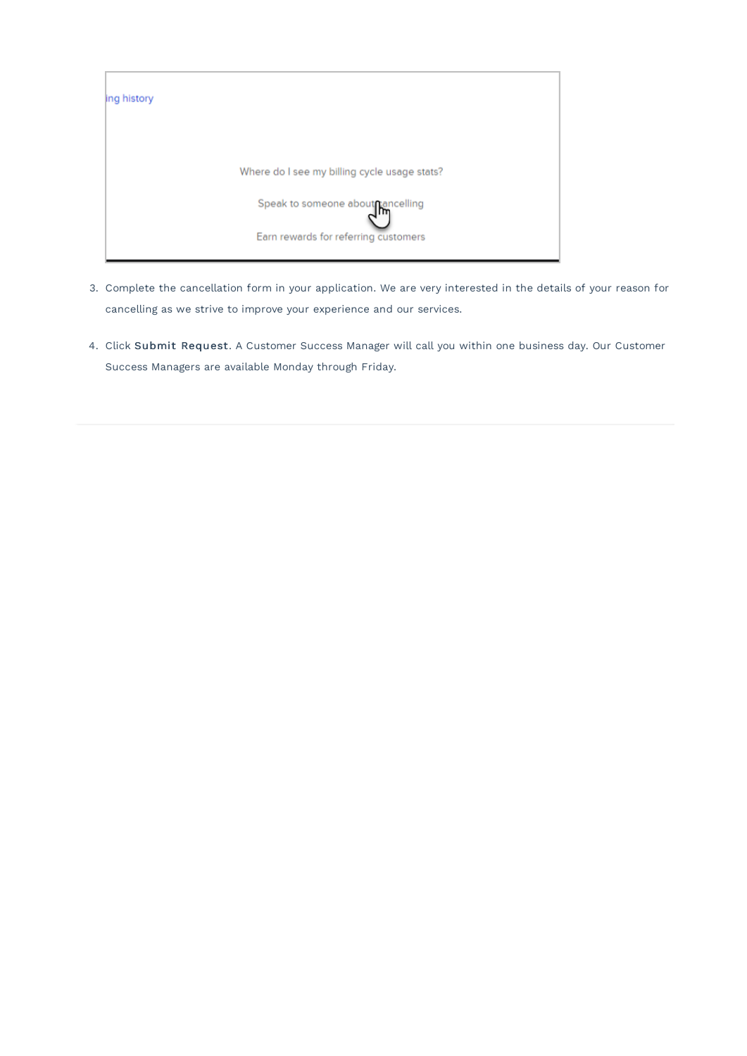3. Complete the cancellation form in your application. We are very interested in the details of your reason for cancelling as we strive to improve your experience and our services.

4. Click **Submit Request**. A Customer Success Manager will call you within one business day. Our Customer Success Managers are available Monday through Friday.